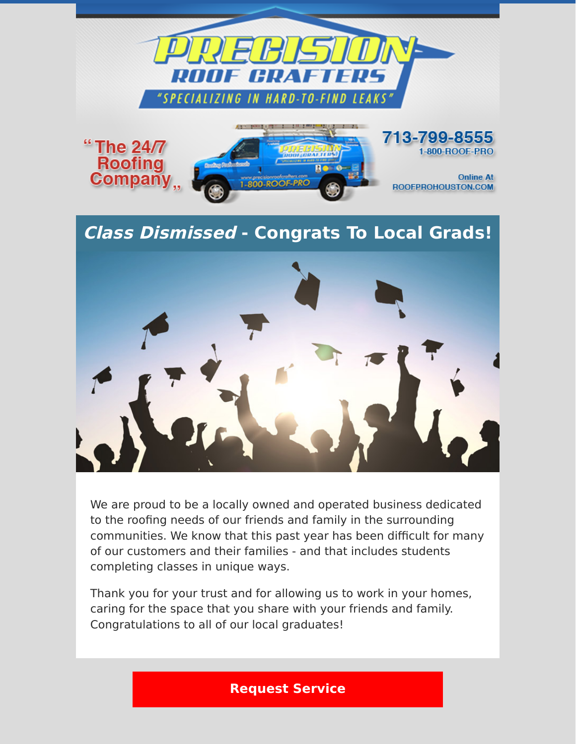# PRECISION ROOF CRAFTERS

"SPECIALIZING IN HARD-TO-FIND LEAKS"

"The 24/7 Roofing Company"

713-799-8555
1-800-ROOF-PRO

Online At
ROOFPROHOUSTON.COM

## *Class Dismissed* - Congrats To Local Grads!

We are proud to be a locally owned and operated business dedicated to the roofing needs of our friends and family in the surrounding communities. We know that this past year has been difficult for many of our customers and their families - and that includes students completing classes in unique ways.

Thank you for your trust and for allowing us to work in your homes, caring for the space that you share with your friends and family. Congratulations to all of our local graduates!

**Request Service**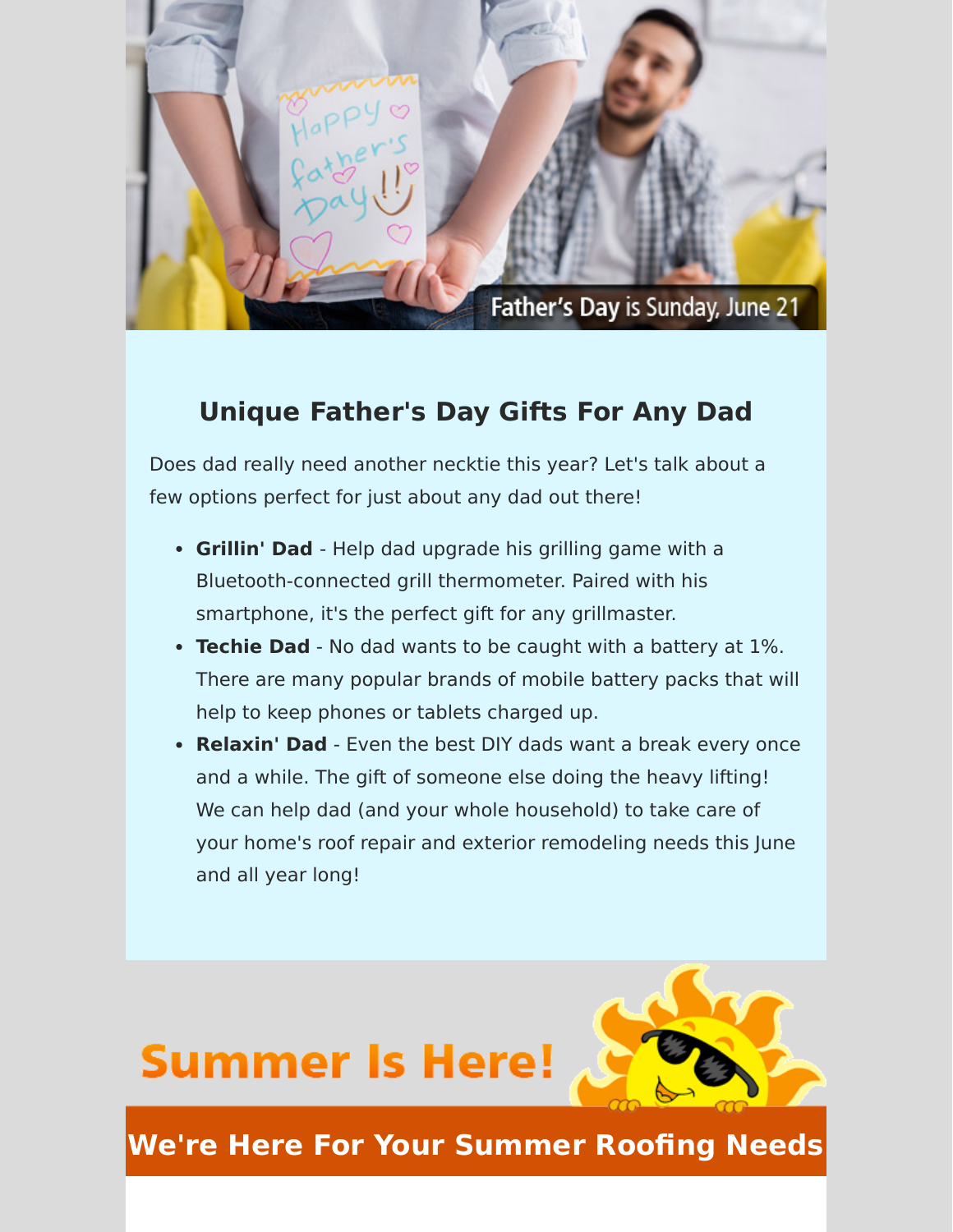Father's Day is Sunday, June 21

## Unique Father's Day Gifts For Any Dad

Does dad really need another necktie this year? Let's talk about a few options perfect for just about any dad out there!

- **Grillin' Dad** - Help dad upgrade his grilling game with a Bluetooth-connected grill thermometer. Paired with his smartphone, it's the perfect gift for any grillmaster.
- **Techie Dad** - No dad wants to be caught with a battery at 1%. There are many popular brands of mobile battery packs that will help to keep phones or tablets charged up.
- **Relaxin' Dad** - Even the best DIY dads want a break every once and a while. The gift of someone else doing the heavy lifting! We can help dad (and your whole household) to take care of your home's roof repair and exterior remodeling needs this June and all year long!

# Summer Is Here!

## We're Here For Your Summer Roofing Needs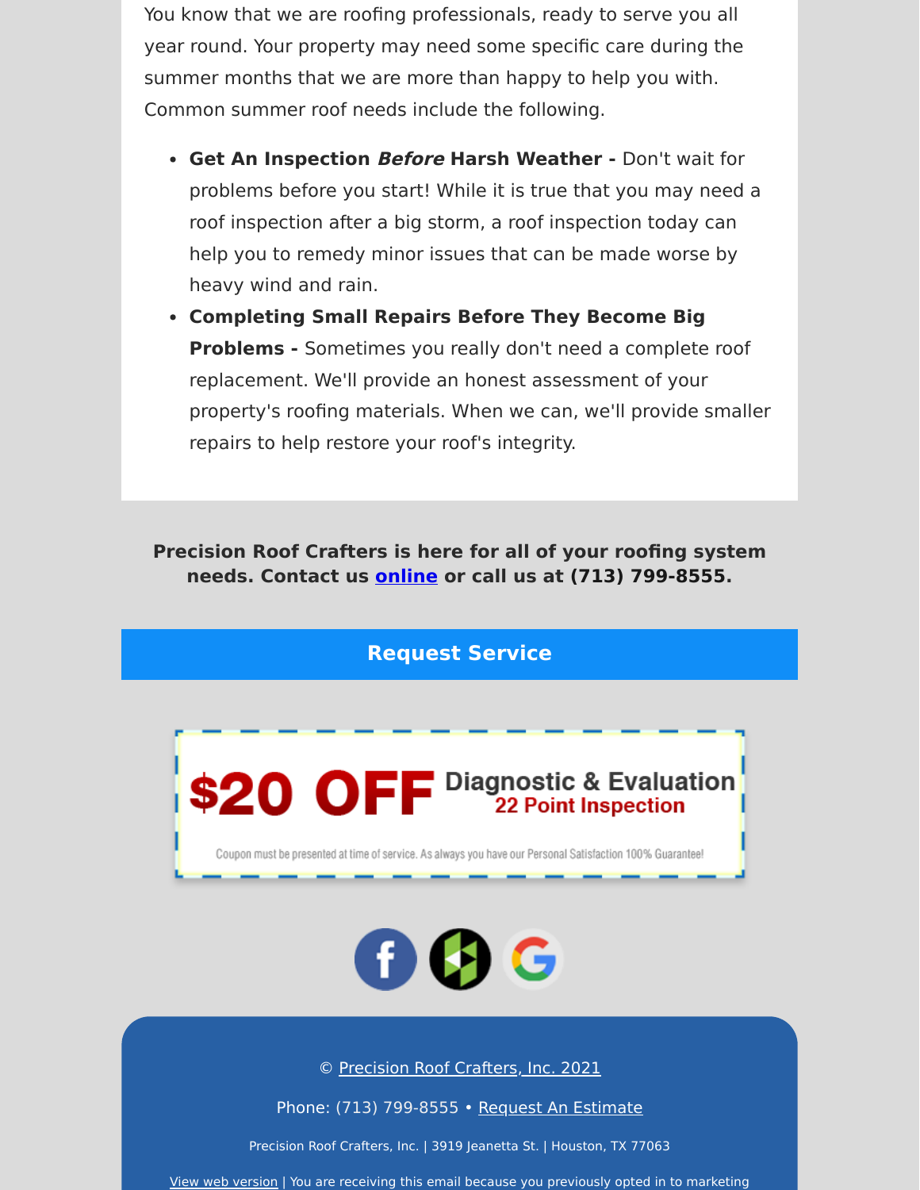You know that we are roofing professionals, ready to serve you all year round. Your property may need some specific care during the summer months that we are more than happy to help you with. Common summer roof needs include the following.

- **Get An Inspection *Before* Harsh Weather -** Don't wait for problems before you start! While it is true that you may need a roof inspection after a big storm, a roof inspection today can help you to remedy minor issues that can be made worse by heavy wind and rain.
- **Completing Small Repairs Before They Become Big Problems -** Sometimes you really don't need a complete roof replacement. We'll provide an honest assessment of your property's roofing materials. When we can, we'll provide smaller repairs to help restore your roof's integrity.

**Precision Roof Crafters is here for all of your roofing system needs. Contact us online or call us at (713) 799-8555.**

**Request Service**

$20 OFF Diagnostic & Evaluation
22 Point Inspection

Coupon must be presented at time of service. As always you have our Personal Satisfaction 100% Guarantee!

© Precision Roof Crafters, Inc. 2021

Phone: (713) 799-8555 • Request An Estimate

Precision Roof Crafters, Inc. | 3919 Jeanetta St. | Houston, TX 77063

View web version | You are receiving this email because you previously opted in to marketing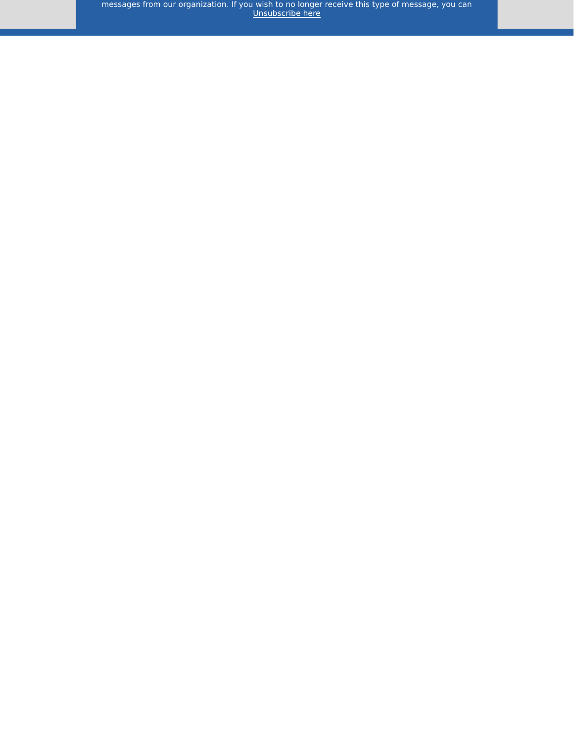messages from our organization. If you wish to no longer receive this type of message, you can
Unsubscribe here